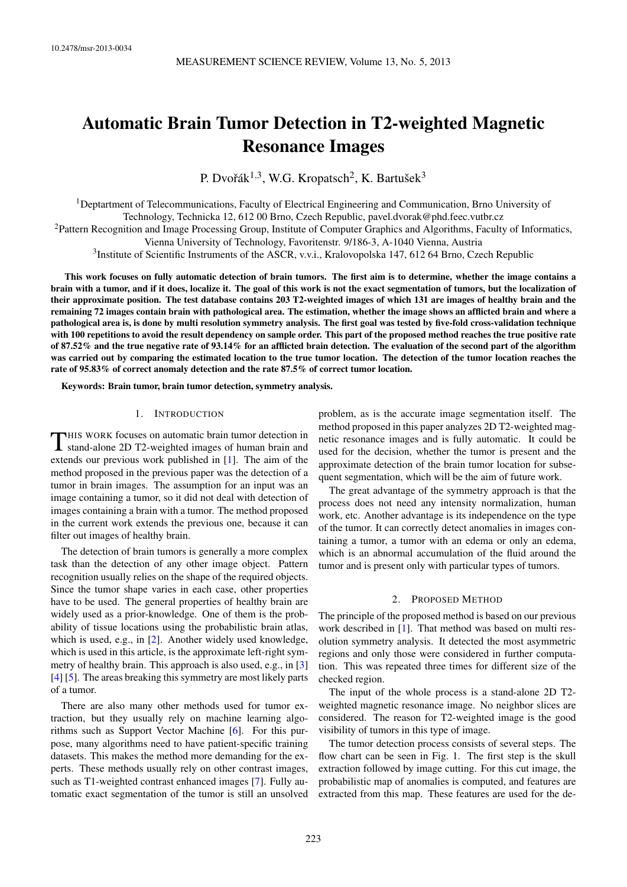10.2478/msr-2013-0034

# Automatic Brain Tumor Detection in T2-weighted Magnetic Resonance Images

P. Dvořák[1,3], W.G. Kropatsch[2], K. Bartušek[3]

[1]Deptartment of Telecommunications, Faculty of Electrical Engineering and Communication, Brno University of Technology, Technicka 12, 612 00 Brno, Czech Republic, pavel.dvorak@phd.feec.vutbr.cz

[2]Pattern Recognition and Image Processing Group, Institute of Computer Graphics and Algorithms, Faculty of Informatics, Vienna University of Technology, Favoritenstr. 9/186-3, A-1040 Vienna, Austria

[3]Institute of Scientific Instruments of the ASCR, v.v.i., Kralovopolska 147, 612 64 Brno, Czech Republic

**This work focuses on fully automatic detection of brain tumors. The first aim is to determine, whether the image contains a brain with a tumor, and if it does, localize it. The goal of this work is not the exact segmentation of tumors, but the localization of their approximate position. The test database contains 203 T2-weighted images of which 131 are images of healthy brain and the remaining 72 images contain brain with pathological area. The estimation, whether the image shows an afflicted brain and where a pathological area is, is done by multi resolution symmetry analysis. The first goal was tested by five-fold cross-validation technique with 100 repetitions to avoid the result dependency on sample order. This part of the proposed method reaches the true positive rate of 87.52% and the true negative rate of 93.14% for an afflicted brain detection. The evaluation of the second part of the algorithm was carried out by comparing the estimated location to the true tumor location. The detection of the tumor location reaches the rate of 95.83% of correct anomaly detection and the rate 87.5% of correct tumor location.**

**Keywords: Brain tumor, brain tumor detection, symmetry analysis.**

## 1. Introduction

This work focuses on automatic brain tumor detection in stand-alone 2D T2-weighted images of human brain and extends our previous work published in [1]. The aim of the method proposed in the previous paper was the detection of a tumor in brain images. The assumption for an input was an image containing a tumor, so it did not deal with detection of images containing a brain with a tumor. The method proposed in the current work extends the previous one, because it can filter out images of healthy brain.

The detection of brain tumors is generally a more complex task than the detection of any other image object. Pattern recognition usually relies on the shape of the required objects. Since the tumor shape varies in each case, other properties have to be used. The general properties of healthy brain are widely used as a prior-knowledge. One of them is the probability of tissue locations using the probabilistic brain atlas, which is used, e.g., in [2]. Another widely used knowledge, which is used in this article, is the approximate left-right symmetry of healthy brain. This approach is also used, e.g., in [3] [4] [5]. The areas breaking this symmetry are most likely parts of a tumor.

There are also many other methods used for tumor extraction, but they usually rely on machine learning algorithms such as Support Vector Machine [6]. For this purpose, many algorithms need to have patient-specific training datasets. This makes the method more demanding for the experts. These methods usually rely on other contrast images, such as T1-weighted contrast enhanced images [7]. Fully automatic exact segmentation of the tumor is still an unsolved problem, as is the accurate image segmentation itself. The method proposed in this paper analyzes 2D T2-weighted magnetic resonance images and is fully automatic. It could be used for the decision, whether the tumor is present and the approximate detection of the brain tumor location for subsequent segmentation, which will be the aim of future work.

The great advantage of the symmetry approach is that the process does not need any intensity normalization, human work, etc. Another advantage is its independence on the type of the tumor. It can correctly detect anomalies in images containing a tumor, a tumor with an edema or only an edema, which is an abnormal accumulation of the fluid around the tumor and is present only with particular types of tumors.

## 2. Proposed Method

The principle of the proposed method is based on our previous work described in [1]. That method was based on multi resolution symmetry analysis. It detected the most asymmetric regions and only those were considered in further computation. This was repeated three times for different size of the checked region.

The input of the whole process is a stand-alone 2D T2-weighted magnetic resonance image. No neighbor slices are considered. The reason for T2-weighted image is the good visibility of tumors in this type of image.

The tumor detection process consists of several steps. The flow chart can be seen in Fig. 1. The first step is the skull extraction followed by image cutting. For this cut image, the probabilistic map of anomalies is computed, and features are extracted from this map. These features are used for the de-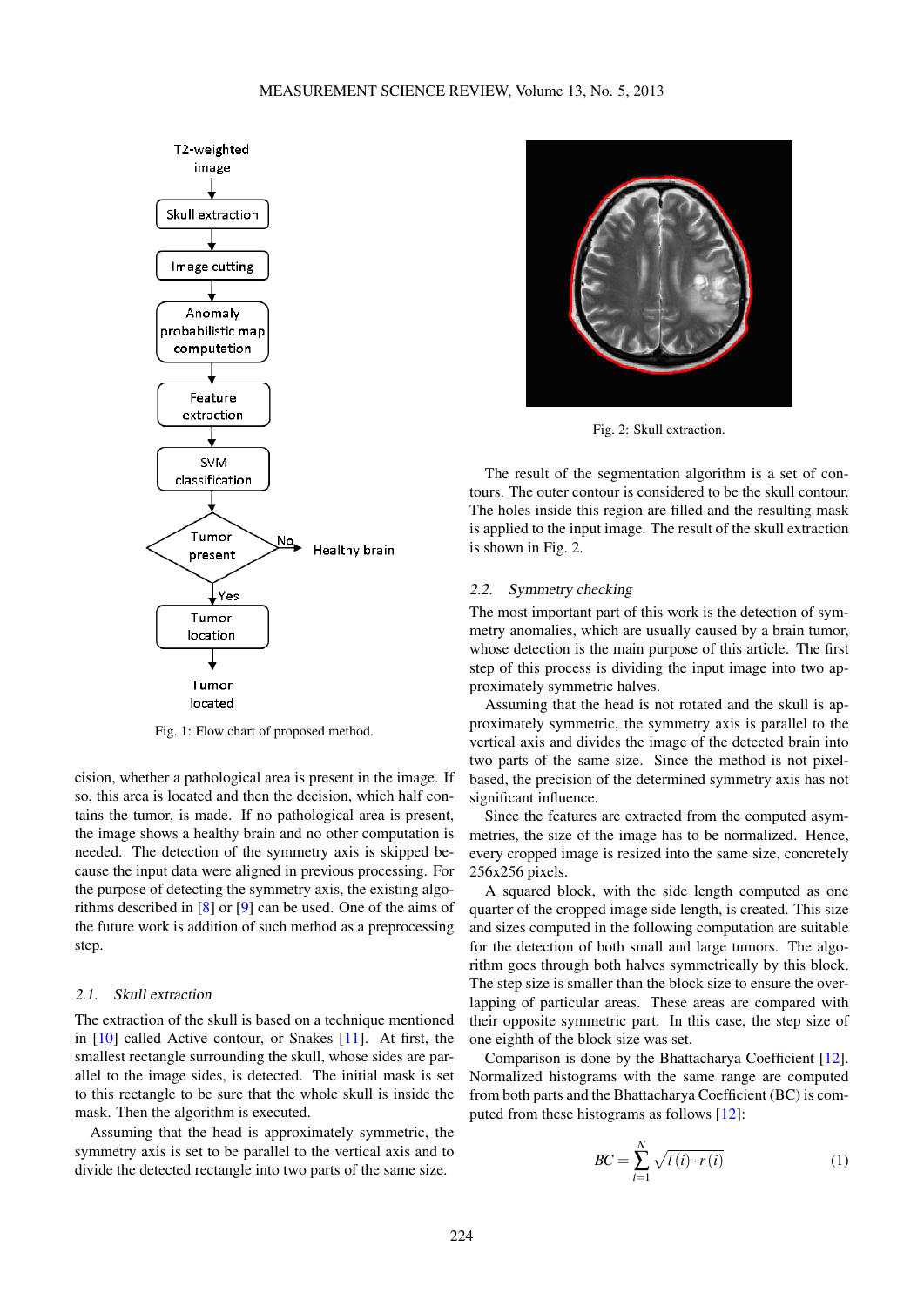Fig. 1: Flow chart of proposed method.

cision, whether a pathological area is present in the image. If so, this area is located and then the decision, which half contains the tumor, is made. If no pathological area is present, the image shows a healthy brain and no other computation is needed. The detection of the symmetry axis is skipped because the input data were aligned in previous processing. For the purpose of detecting the symmetry axis, the existing algorithms described in [8] or [9] can be used. One of the aims of the future work is addition of such method as a preprocessing step.

### 2.1. Skull extraction

The extraction of the skull is based on a technique mentioned in [10] called Active contour, or Snakes [11]. At first, the smallest rectangle surrounding the skull, whose sides are parallel to the image sides, is detected. The initial mask is set to this rectangle to be sure that the whole skull is inside the mask. Then the algorithm is executed.

Assuming that the head is approximately symmetric, the symmetry axis is set to be parallel to the vertical axis and to divide the detected rectangle into two parts of the same size.

Fig. 2: Skull extraction.

The result of the segmentation algorithm is a set of contours. The outer contour is considered to be the skull contour. The holes inside this region are filled and the resulting mask is applied to the input image. The result of the skull extraction is shown in Fig. 2.

### 2.2. Symmetry checking

The most important part of this work is the detection of symmetry anomalies, which are usually caused by a brain tumor, whose detection is the main purpose of this article. The first step of this process is dividing the input image into two approximately symmetric halves.

Assuming that the head is not rotated and the skull is approximately symmetric, the symmetry axis is parallel to the vertical axis and divides the image of the detected brain into two parts of the same size. Since the method is not pixel-based, the precision of the determined symmetry axis has not significant influence.

Since the features are extracted from the computed asymmetries, the size of the image has to be normalized. Hence, every cropped image is resized into the same size, concretely 256x256 pixels.

A squared block, with the side length computed as one quarter of the cropped image side length, is created. This size and sizes computed in the following computation are suitable for the detection of both small and large tumors. The algorithm goes through both halves symmetrically by this block. The step size is smaller than the block size to ensure the overlapping of particular areas. These areas are compared with their opposite symmetric part. In this case, the step size of one eighth of the block size was set.

Comparison is done by the Bhattacharya Coefficient [12]. Normalized histograms with the same range are computed from both parts and the Bhattacharya Coefficient (BC) is computed from these histograms as follows [12]:

$$BC = \sum_{i=1}^{N} \sqrt{l(i) \cdot r(i)} \tag{1}$$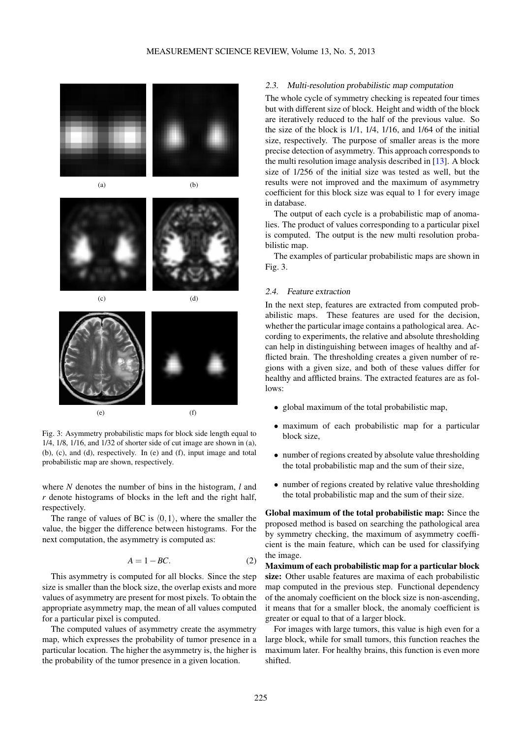(a)

(b)

(c)

(d)

(e)

(f)

Fig. 3: Asymmetry probabilistic maps for block side length equal to 1/4, 1/8, 1/16, and 1/32 of shorter side of cut image are shown in (a), (b), (c), and (d), respectively. In (e) and (f), input image and total probabilistic map are shown, respectively.

where $N$ denotes the number of bins in the histogram, $l$ and $r$ denote histograms of blocks in the left and the right half, respectively.

The range of values of BC is $\langle 0,1\rangle$, where the smaller the value, the bigger the difference between histograms. For the next computation, the asymmetry is computed as:

$$A = 1 - BC. \tag{2}$$

This asymmetry is computed for all blocks. Since the step size is smaller than the block size, the overlap exists and more values of asymmetry are present for most pixels. To obtain the appropriate asymmetry map, the mean of all values computed for a particular pixel is computed.

The computed values of asymmetry create the asymmetry map, which expresses the probability of tumor presence in a particular location. The higher the asymmetry is, the higher is the probability of the tumor presence in a given location.

### 2.3. Multi-resolution probabilistic map computation

The whole cycle of symmetry checking is repeated four times but with different size of block. Height and width of the block are iteratively reduced to the half of the previous value. So the size of the block is 1/1, 1/4, 1/16, and 1/64 of the initial size, respectively. The purpose of smaller areas is the more precise detection of asymmetry. This approach corresponds to the multi resolution image analysis described in [13]. A block size of 1/256 of the initial size was tested as well, but the results were not improved and the maximum of asymmetry coefficient for this block size was equal to 1 for every image in database.

The output of each cycle is a probabilistic map of anomalies. The product of values corresponding to a particular pixel is computed. The output is the new multi resolution probabilistic map.

The examples of particular probabilistic maps are shown in Fig. 3.

### 2.4. Feature extraction

In the next step, features are extracted from computed probabilistic maps. These features are used for the decision, whether the particular image contains a pathological area. According to experiments, the relative and absolute thresholding can help in distinguishing between images of healthy and afflicted brain. The thresholding creates a given number of regions with a given size, and both of these values differ for healthy and afflicted brains. The extracted features are as follows:

- global maximum of the total probabilistic map,
- maximum of each probabilistic map for a particular block size,
- number of regions created by absolute value thresholding the total probabilistic map and the sum of their size,
- number of regions created by relative value thresholding the total probabilistic map and the sum of their size.

**Global maximum of the total probabilistic map:** Since the proposed method is based on searching the pathological area by symmetry checking, the maximum of asymmetry coefficient is the main feature, which can be used for classifying the image.

**Maximum of each probabilistic map for a particular block size:** Other usable features are maxima of each probabilistic map computed in the previous step. Functional dependency of the anomaly coefficient on the block size is non-ascending, it means that for a smaller block, the anomaly coefficient is greater or equal to that of a larger block.

For images with large tumors, this value is high even for a large block, while for small tumors, this function reaches the maximum later. For healthy brains, this function is even more shifted.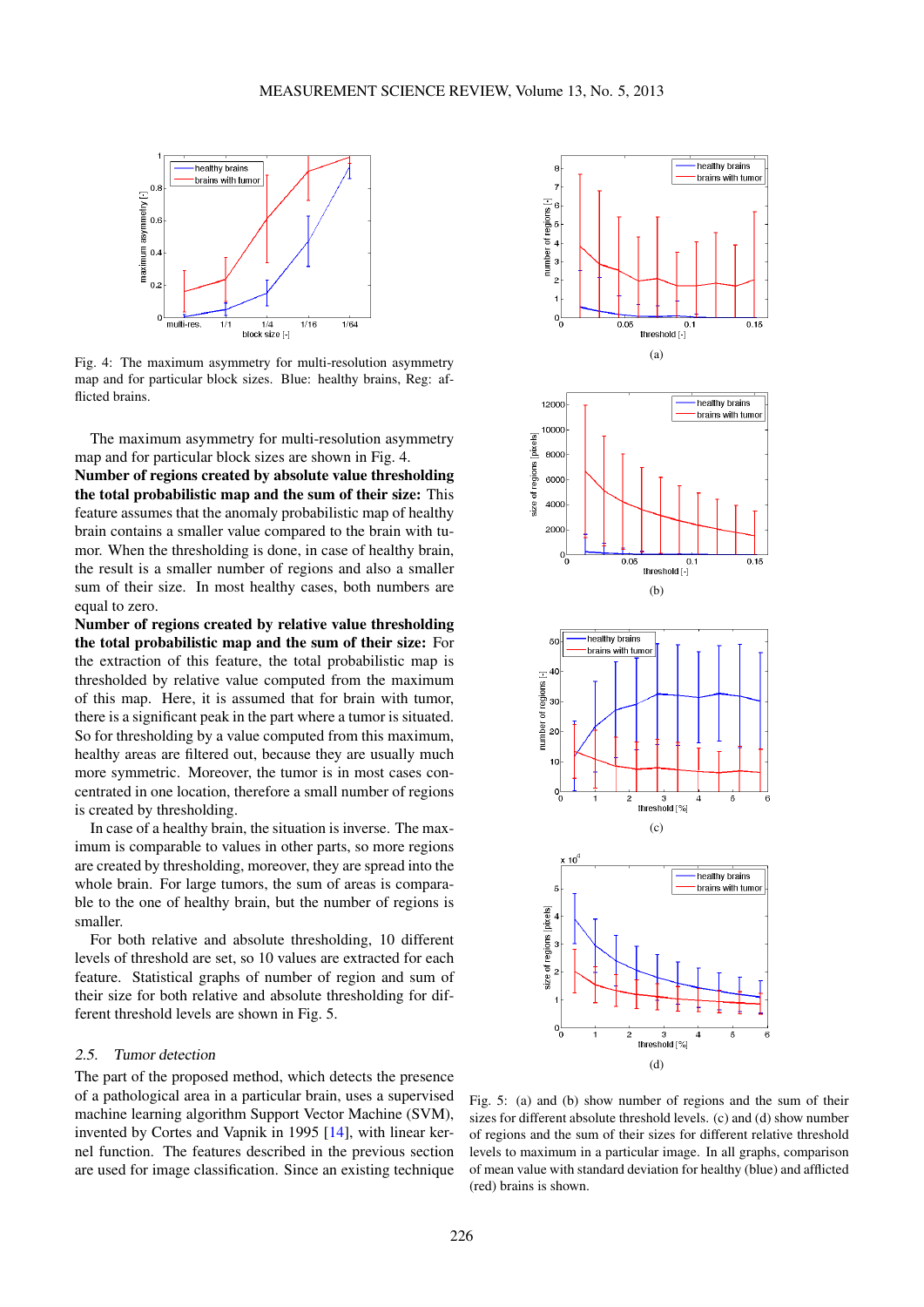Fig. 4: The maximum asymmetry for multi-resolution asymmetry map and for particular block sizes. Blue: healthy brains, Reg: afflicted brains.

The maximum asymmetry for multi-resolution asymmetry map and for particular block sizes are shown in Fig. 4.

**Number of regions created by absolute value thresholding the total probabilistic map and the sum of their size:** This feature assumes that the anomaly probabilistic map of healthy brain contains a smaller value compared to the brain with tumor. When the thresholding is done, in case of healthy brain, the result is a smaller number of regions and also a smaller sum of their size. In most healthy cases, both numbers are equal to zero.

**Number of regions created by relative value thresholding the total probabilistic map and the sum of their size:** For the extraction of this feature, the total probabilistic map is thresholded by relative value computed from the maximum of this map. Here, it is assumed that for brain with tumor, there is a significant peak in the part where a tumor is situated. So for thresholding by a value computed from this maximum, healthy areas are filtered out, because they are usually much more symmetric. Moreover, the tumor is in most cases concentrated in one location, therefore a small number of regions is created by thresholding.

In case of a healthy brain, the situation is inverse. The maximum is comparable to values in other parts, so more regions are created by thresholding, moreover, they are spread into the whole brain. For large tumors, the sum of areas is comparable to the one of healthy brain, but the number of regions is smaller.

For both relative and absolute thresholding, 10 different levels of threshold are set, so 10 values are extracted for each feature. Statistical graphs of number of region and sum of their size for both relative and absolute thresholding for different threshold levels are shown in Fig. 5.

### 2.5. *Tumor detection*

The part of the proposed method, which detects the presence of a pathological area in a particular brain, uses a supervised machine learning algorithm Support Vector Machine (SVM), invented by Cortes and Vapnik in 1995 [14], with linear kernel function. The features described in the previous section are used for image classification. Since an existing technique

(a)

(b)

(c)

(d)

Fig. 5: (a) and (b) show number of regions and the sum of their sizes for different absolute threshold levels. (c) and (d) show number of regions and the sum of their sizes for different relative threshold levels to maximum in a particular image. In all graphs, comparison of mean value with standard deviation for healthy (blue) and afflicted (red) brains is shown.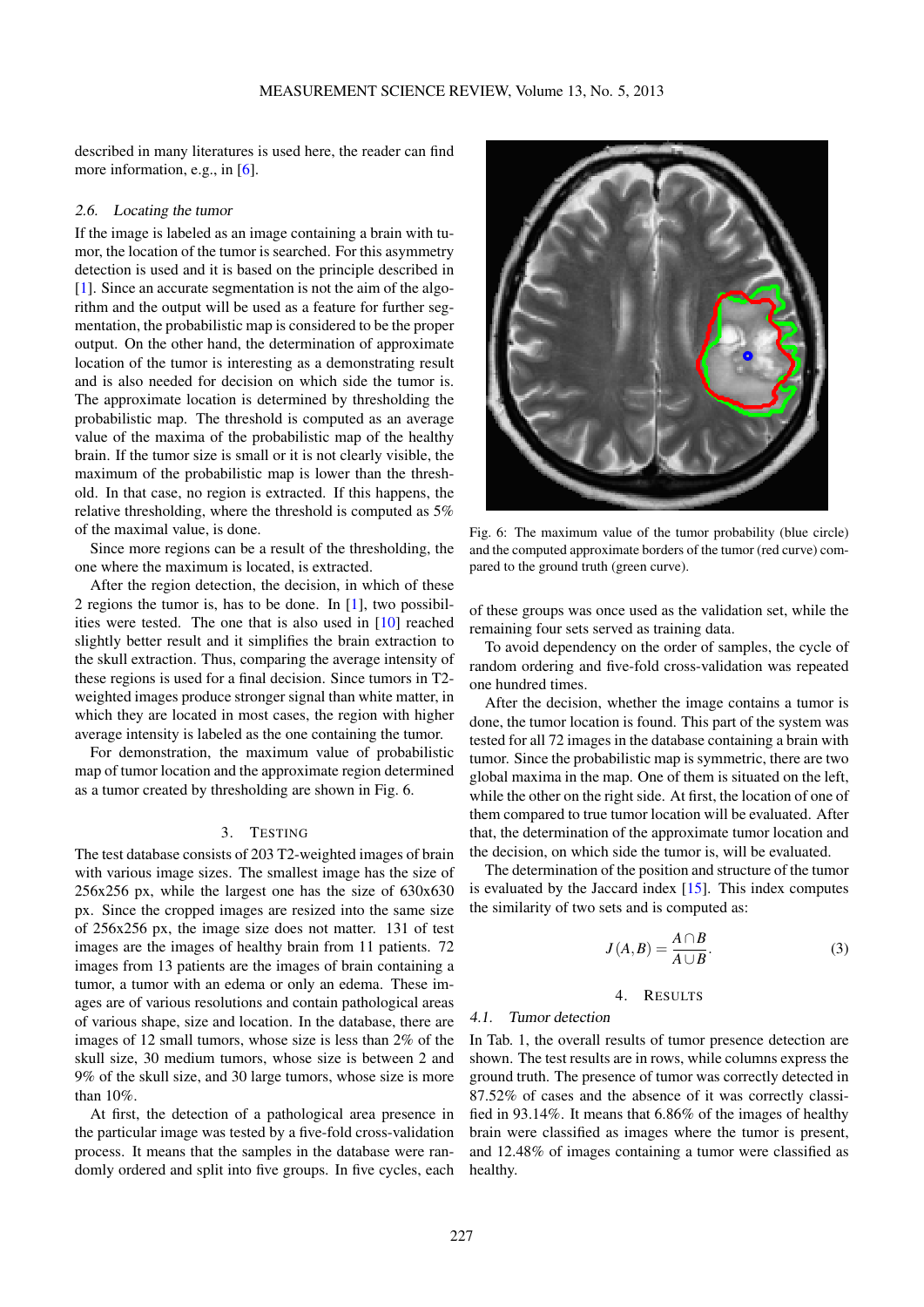described in many literatures is used here, the reader can find more information, e.g., in [6].

### 2.6. Locating the tumor

If the image is labeled as an image containing a brain with tumor, the location of the tumor is searched. For this asymmetry detection is used and it is based on the principle described in [1]. Since an accurate segmentation is not the aim of the algorithm and the output will be used as a feature for further segmentation, the probabilistic map is considered to be the proper output. On the other hand, the determination of approximate location of the tumor is interesting as a demonstrating result and is also needed for decision on which side the tumor is. The approximate location is determined by thresholding the probabilistic map. The threshold is computed as an average value of the maxima of the probabilistic map of the healthy brain. If the tumor size is small or it is not clearly visible, the maximum of the probabilistic map is lower than the threshold. In that case, no region is extracted. If this happens, the relative thresholding, where the threshold is computed as 5% of the maximal value, is done.

Since more regions can be a result of the thresholding, the one where the maximum is located, is extracted.

After the region detection, the decision, in which of these 2 regions the tumor is, has to be done. In [1], two possibilities were tested. The one that is also used in [10] reached slightly better result and it simplifies the brain extraction to the skull extraction. Thus, comparing the average intensity of these regions is used for a final decision. Since tumors in T2-weighted images produce stronger signal than white matter, in which they are located in most cases, the region with higher average intensity is labeled as the one containing the tumor.

For demonstration, the maximum value of probabilistic map of tumor location and the approximate region determined as a tumor created by thresholding are shown in Fig. 6.

Fig. 6: The maximum value of the tumor probability (blue circle) and the computed approximate borders of the tumor (red curve) compared to the ground truth (green curve).

## 3. Testing

The test database consists of 203 T2-weighted images of brain with various image sizes. The smallest image has the size of 256x256 px, while the largest one has the size of 630x630 px. Since the cropped images are resized into the same size of 256x256 px, the image size does not matter. 131 of test images are the images of healthy brain from 11 patients. 72 images from 13 patients are the images of brain containing a tumor, a tumor with an edema or only an edema. These images are of various resolutions and contain pathological areas of various shape, size and location. In the database, there are images of 12 small tumors, whose size is less than 2% of the skull size, 30 medium tumors, whose size is between 2 and 9% of the skull size, and 30 large tumors, whose size is more than 10%.

At first, the detection of a pathological area presence in the particular image was tested by a five-fold cross-validation process. It means that the samples in the database were randomly ordered and split into five groups. In five cycles, each of these groups was once used as the validation set, while the remaining four sets served as training data.

To avoid dependency on the order of samples, the cycle of random ordering and five-fold cross-validation was repeated one hundred times.

After the decision, whether the image contains a tumor is done, the tumor location is found. This part of the system was tested for all 72 images in the database containing a brain with tumor. Since the probabilistic map is symmetric, there are two global maxima in the map. One of them is situated on the left, while the other on the right side. At first, the location of one of them compared to true tumor location will be evaluated. After that, the determination of the approximate tumor location and the decision, on which side the tumor is, will be evaluated.

The determination of the position and structure of the tumor is evaluated by the Jaccard index [15]. This index computes the similarity of two sets and is computed as:

$$J(A,B) = \frac{A \cap B}{A \cup B}. \tag{3}$$

## 4. Results

### 4.1. Tumor detection

In Tab. 1, the overall results of tumor presence detection are shown. The test results are in rows, while columns express the ground truth. The presence of tumor was correctly detected in 87.52% of cases and the absence of it was correctly classified in 93.14%. It means that 6.86% of the images of healthy brain were classified as images where the tumor is present, and 12.48% of images containing a tumor were classified as healthy.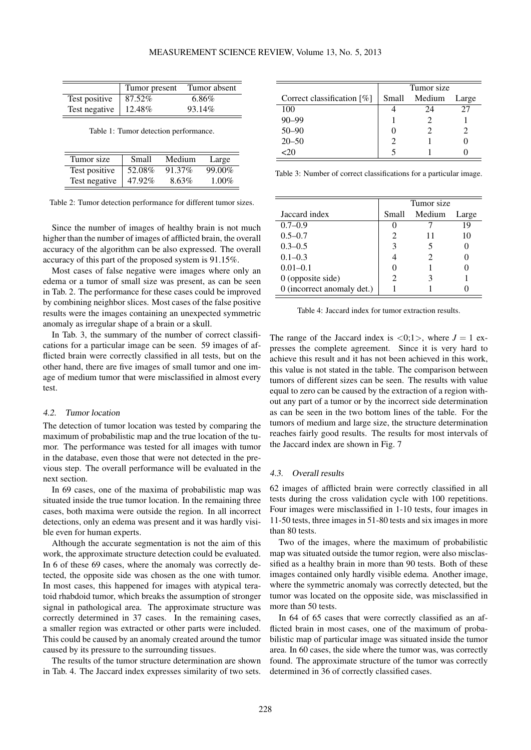|  | Tumor present | Tumor absent |
|---|---|---|
| Test positive | 87.52% | 6.86% |
| Test negative | 12.48% | 93.14% |

Table 1: Tumor detection performance.

| Tumor size | Small | Medium | Large |
|---|---|---|---|
| Test positive | 52.08% | 91.37% | 99.00% |
| Test negative | 47.92% | 8.63% | 1.00% |

Table 2: Tumor detection performance for different tumor sizes.

Since the number of images of healthy brain is not much higher than the number of images of afflicted brain, the overall accuracy of the algorithm can be also expressed. The overall accuracy of this part of the proposed system is 91.15%.

Most cases of false negative were images where only an edema or a tumor of small size was present, as can be seen in Tab. 2. The performance for these cases could be improved by combining neighbor slices. Most cases of the false positive results were the images containing an unexpected symmetric anomaly as irregular shape of a brain or a skull.

In Tab. 3, the summary of the number of correct classifications for a particular image can be seen. 59 images of afflicted brain were correctly classified in all tests, but on the other hand, there are five images of small tumor and one image of medium tumor that were misclassified in almost every test.

### 4.2. Tumor location

The detection of tumor location was tested by comparing the maximum of probabilistic map and the true location of the tumor. The performance was tested for all images with tumor in the database, even those that were not detected in the previous step. The overall performance will be evaluated in the next section.

In 69 cases, one of the maxima of probabilistic map was situated inside the true tumor location. In the remaining three cases, both maxima were outside the region. In all incorrect detections, only an edema was present and it was hardly visible even for human experts.

Although the accurate segmentation is not the aim of this work, the approximate structure detection could be evaluated. In 6 of these 69 cases, where the anomaly was correctly detected, the opposite side was chosen as the one with tumor. In most cases, this happened for images with atypical teratoid rhabdoid tumor, which breaks the assumption of stronger signal in pathological area. The approximate structure was correctly determined in 37 cases. In the remaining cases, a smaller region was extracted or other parts were included. This could be caused by an anomaly created around the tumor caused by its pressure to the surrounding tissues.

The results of the tumor structure determination are shown in Tab. 4. The Jaccard index expresses similarity of two sets.

|  | Tumor size | | |
|---|---|---|---|
| Correct classification [%] | Small | Medium | Large |
| 100 | 4 | 24 | 27 |
| 90–99 | 1 | 2 | 1 |
| 50–90 | 0 | 2 | 2 |
| 20–50 | 2 | 1 | 0 |
| <20 | 5 | 1 | 0 |

Table 3: Number of correct classifications for a particular image.

|  | Tumor size | | |
|---|---|---|---|
| Jaccard index | Small | Medium | Large |
| 0.7–0.9 | 0 | 7 | 19 |
| 0.5–0.7 | 2 | 11 | 10 |
| 0.3–0.5 | 3 | 5 | 0 |
| 0.1–0.3 | 4 | 2 | 0 |
| 0.01–0.1 | 0 | 1 | 0 |
| 0 (opposite side) | 2 | 3 | 1 |
| 0 (incorrect anomaly det.) | 1 | 1 | 0 |

Table 4: Jaccard index for tumor extraction results.

The range of the Jaccard index is $<0;1>$, where $J = 1$ expresses the complete agreement. Since it is very hard to achieve this result and it has not been achieved in this work, this value is not stated in the table. The comparison between tumors of different sizes can be seen. The results with value equal to zero can be caused by the extraction of a region without any part of a tumor or by the incorrect side determination as can be seen in the two bottom lines of the table. For the tumors of medium and large size, the structure determination reaches fairly good results. The results for most intervals of the Jaccard index are shown in Fig. 7

### 4.3. Overall results

62 images of afflicted brain were correctly classified in all tests during the cross validation cycle with 100 repetitions. Four images were misclassified in 1-10 tests, four images in 11-50 tests, three images in 51-80 tests and six images in more than 80 tests.

Two of the images, where the maximum of probabilistic map was situated outside the tumor region, were also misclassified as a healthy brain in more than 90 tests. Both of these images contained only hardly visible edema. Another image, where the symmetric anomaly was correctly detected, but the tumor was located on the opposite side, was misclassified in more than 50 tests.

In 64 of 65 cases that were correctly classified as an afflicted brain in most cases, one of the maximum of probabilistic map of particular image was situated inside the tumor area. In 60 cases, the side where the tumor was, was correctly found. The approximate structure of the tumor was correctly determined in 36 of correctly classified cases.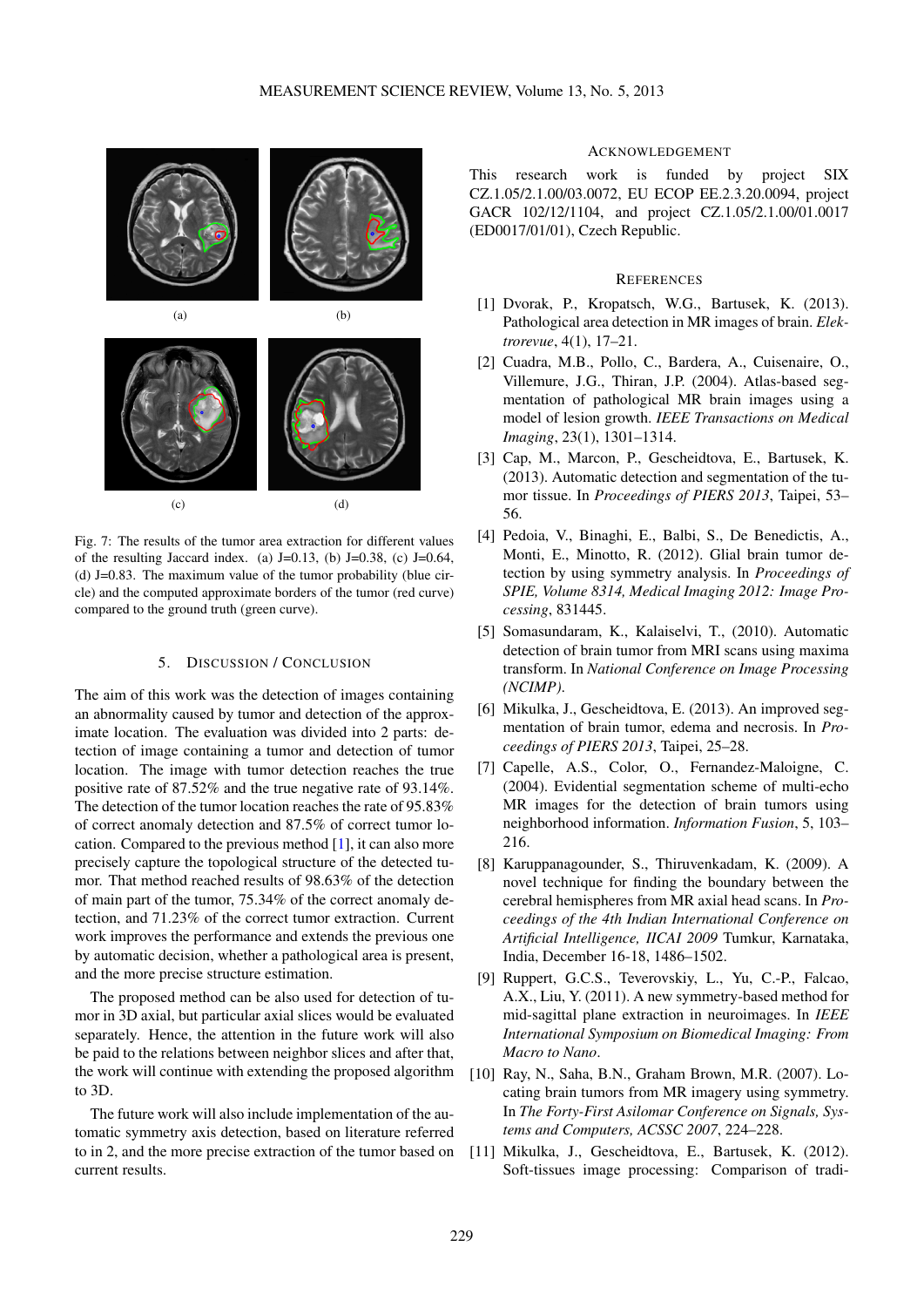(a) (b)

(c) (d)

Fig. 7: The results of the tumor area extraction for different values of the resulting Jaccard index. (a) J=0.13, (b) J=0.38, (c) J=0.64, (d) J=0.83. The maximum value of the tumor probability (blue circle) and the computed approximate borders of the tumor (red curve) compared to the ground truth (green curve).

## 5. DISCUSSION / CONCLUSION

The aim of this work was the detection of images containing an abnormality caused by tumor and detection of the approximate location. The evaluation was divided into 2 parts: detection of image containing a tumor and detection of tumor location. The image with tumor detection reaches the true positive rate of 87.52% and the true negative rate of 93.14%. The detection of the tumor location reaches the rate of 95.83% of correct anomaly detection and 87.5% of correct tumor location. Compared to the previous method [1], it can also more precisely capture the topological structure of the detected tumor. That method reached results of 98.63% of the detection of main part of the tumor, 75.34% of the correct anomaly detection, and 71.23% of the correct tumor extraction. Current work improves the performance and extends the previous one by automatic decision, whether a pathological area is present, and the more precise structure estimation.

The proposed method can be also used for detection of tumor in 3D axial, but particular axial slices would be evaluated separately. Hence, the attention in the future work will also be paid to the relations between neighbor slices and after that, the work will continue with extending the proposed algorithm to 3D.

The future work will also include implementation of the automatic symmetry axis detection, based on literature referred to in 2, and the more precise extraction of the tumor based on current results.

## ACKNOWLEDGEMENT

This research work is funded by project SIX CZ.1.05/2.1.00/03.0072, EU ECOP EE.2.3.20.0094, project GACR 102/12/1104, and project CZ.1.05/2.1.00/01.0017 (ED0017/01/01), Czech Republic.

## REFERENCES

[1] Dvorak, P., Kropatsch, W.G., Bartusek, K. (2013). Pathological area detection in MR images of brain. *Elektrorevue*, 4(1), 17–21.

[2] Cuadra, M.B., Pollo, C., Bardera, A., Cuisenaire, O., Villemure, J.G., Thiran, J.P. (2004). Atlas-based segmentation of pathological MR brain images using a model of lesion growth. *IEEE Transactions on Medical Imaging*, 23(1), 1301–1314.

[3] Cap, M., Marcon, P., Gescheidtova, E., Bartusek, K. (2013). Automatic detection and segmentation of the tumor tissue. In *Proceedings of PIERS 2013*, Taipei, 53–56.

[4] Pedoia, V., Binaghi, E., Balbi, S., De Benedictis, A., Monti, E., Minotto, R. (2012). Glial brain tumor detection by using symmetry analysis. In *Proceedings of SPIE, Volume 8314, Medical Imaging 2012: Image Processing*, 831445.

[5] Somasundaram, K., Kalaiselvi, T., (2010). Automatic detection of brain tumor from MRI scans using maxima transform. In *National Conference on Image Processing (NCIMP)*.

[6] Mikulka, J., Gescheidtova, E. (2013). An improved segmentation of brain tumor, edema and necrosis. In *Proceedings of PIERS 2013*, Taipei, 25–28.

[7] Capelle, A.S., Color, O., Fernandez-Maloigne, C. (2004). Evidential segmentation scheme of multi-echo MR images for the detection of brain tumors using neighborhood information. *Information Fusion*, 5, 103–216.

[8] Karuppanagounder, S., Thiruvenkadam, K. (2009). A novel technique for finding the boundary between the cerebral hemispheres from MR axial head scans. In *Proceedings of the 4th Indian International Conference on Artificial Intelligence, IICAI 2009* Tumkur, Karnataka, India, December 16-18, 1486–1502.

[9] Ruppert, G.C.S., Teverovskiy, L., Yu, C.-P., Falcao, A.X., Liu, Y. (2011). A new symmetry-based method for mid-sagittal plane extraction in neuroimages. In *IEEE International Symposium on Biomedical Imaging: From Macro to Nano*.

[10] Ray, N., Saha, B.N., Graham Brown, M.R. (2007). Locating brain tumors from MR imagery using symmetry. In *The Forty-First Asilomar Conference on Signals, Systems and Computers, ACSSC 2007*, 224–228.

[11] Mikulka, J., Gescheidtova, E., Bartusek, K. (2012). Soft-tissues image processing: Comparison of tradi-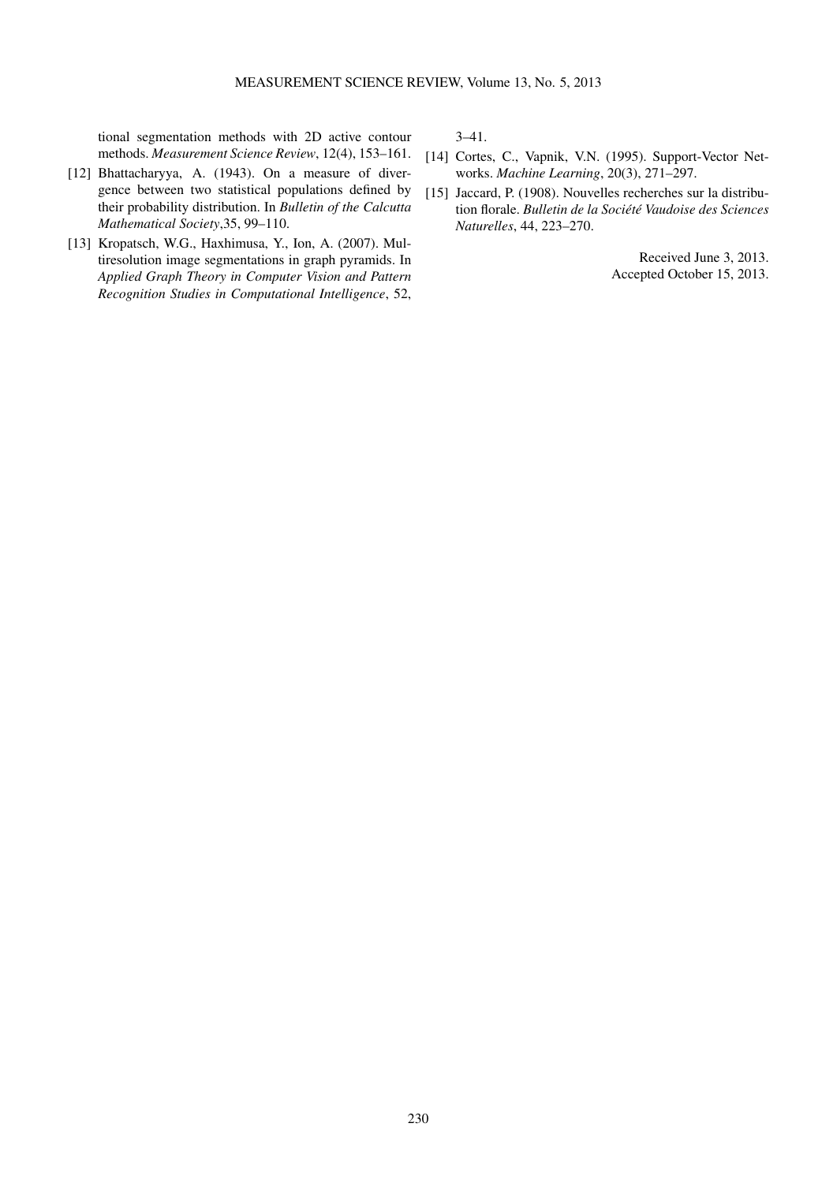tional segmentation methods with 2D active contour methods. *Measurement Science Review*, 12(4), 153–161.

[12] Bhattacharyya, A. (1943). On a measure of divergence between two statistical populations defined by their probability distribution. In *Bulletin of the Calcutta Mathematical Society*,35, 99–110.

[13] Kropatsch, W.G., Haxhimusa, Y., Ion, A. (2007). Multiresolution image segmentations in graph pyramids. In *Applied Graph Theory in Computer Vision and Pattern Recognition Studies in Computational Intelligence*, 52, 3–41.

[14] Cortes, C., Vapnik, V.N. (1995). Support-Vector Networks. *Machine Learning*, 20(3), 271–297.

[15] Jaccard, P. (1908). Nouvelles recherches sur la distribution florale. *Bulletin de la Société Vaudoise des Sciences Naturelles*, 44, 223–270.

Received June 3, 2013.
Accepted October 15, 2013.